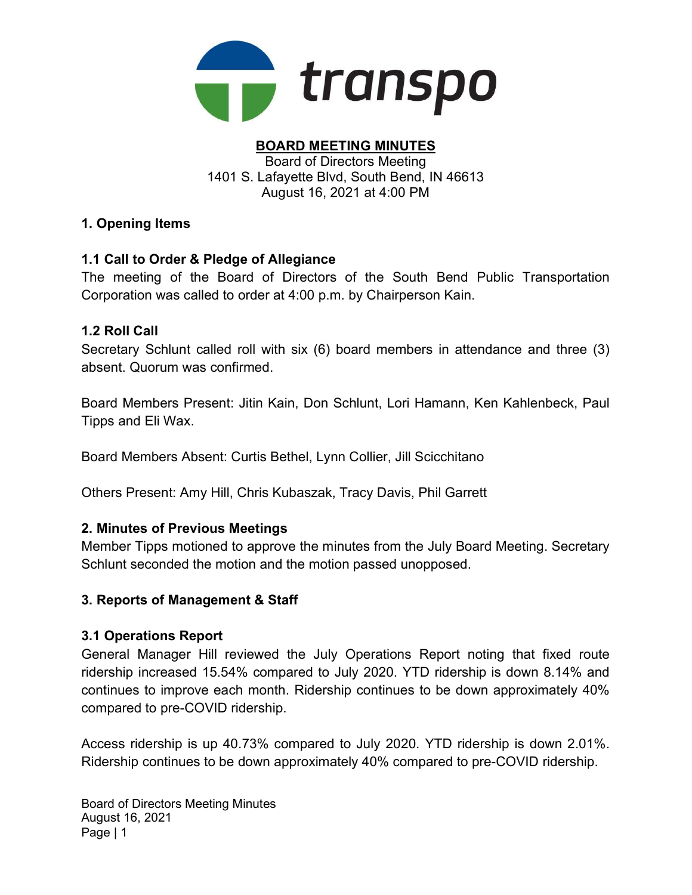transpo

**BOARD MEETING MINUTES**

Board of Directors Meeting
1401 S. Lafayette Blvd, South Bend, IN 46613
August 16, 2021 at 4:00 PM

## 1. Opening Items

### 1.1 Call to Order & Pledge of Allegiance

The meeting of the Board of Directors of the South Bend Public Transportation Corporation was called to order at 4:00 p.m. by Chairperson Kain.

### 1.2 Roll Call

Secretary Schlunt called roll with six (6) board members in attendance and three (3) absent. Quorum was confirmed.

Board Members Present: Jitin Kain, Don Schlunt, Lori Hamann, Ken Kahlenbeck, Paul Tipps and Eli Wax.

Board Members Absent: Curtis Bethel, Lynn Collier, Jill Scicchitano

Others Present: Amy Hill, Chris Kubaszak, Tracy Davis, Phil Garrett

## 2. Minutes of Previous Meetings

Member Tipps motioned to approve the minutes from the July Board Meeting. Secretary Schlunt seconded the motion and the motion passed unopposed.

## 3. Reports of Management & Staff

### 3.1 Operations Report

General Manager Hill reviewed the July Operations Report noting that fixed route ridership increased 15.54% compared to July 2020. YTD ridership is down 8.14% and continues to improve each month. Ridership continues to be down approximately 40% compared to pre-COVID ridership.

Access ridership is up 40.73% compared to July 2020. YTD ridership is down 2.01%. Ridership continues to be down approximately 40% compared to pre-COVID ridership.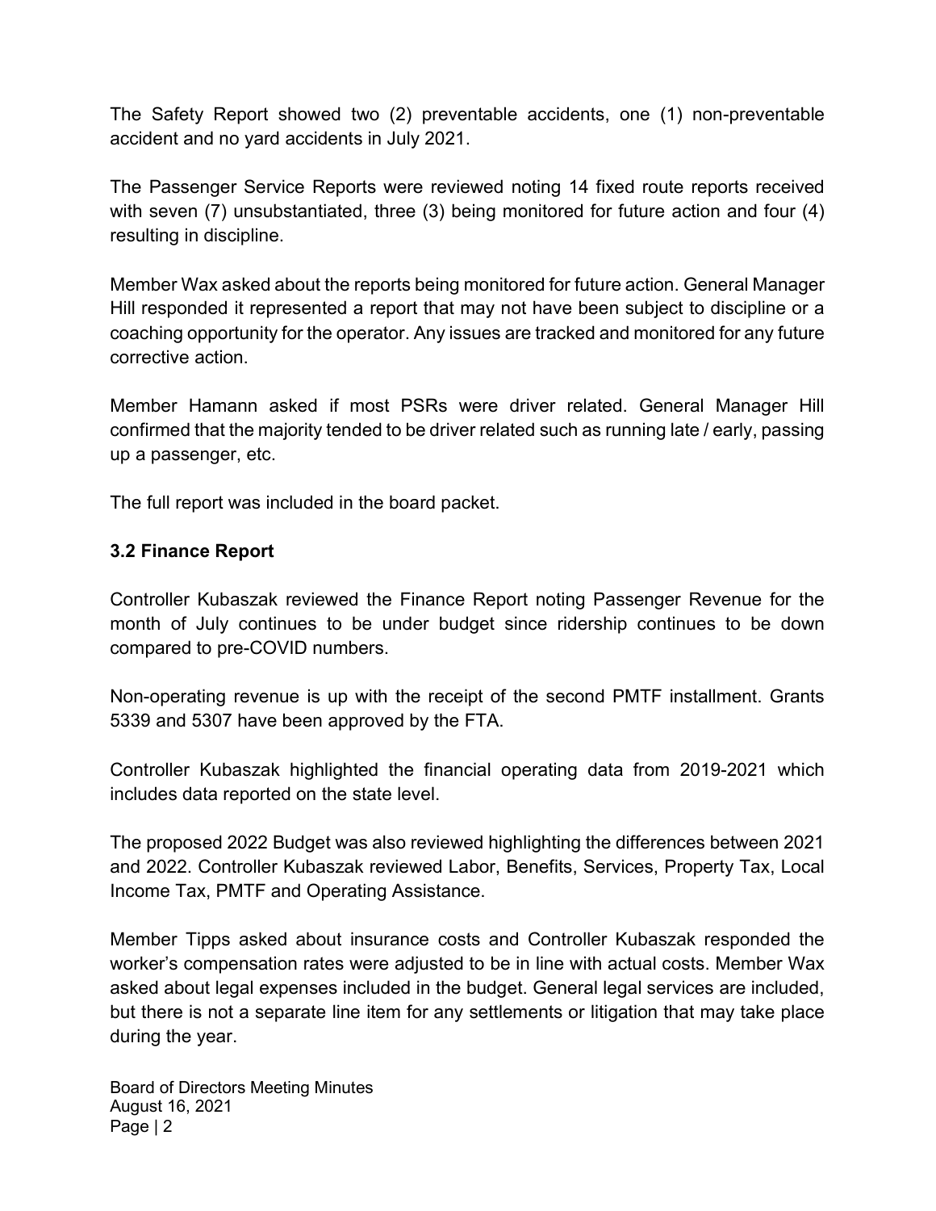The Safety Report showed two (2) preventable accidents, one (1) non-preventable accident and no yard accidents in July 2021.

The Passenger Service Reports were reviewed noting 14 fixed route reports received with seven (7) unsubstantiated, three (3) being monitored for future action and four (4) resulting in discipline.

Member Wax asked about the reports being monitored for future action. General Manager Hill responded it represented a report that may not have been subject to discipline or a coaching opportunity for the operator. Any issues are tracked and monitored for any future corrective action.

Member Hamann asked if most PSRs were driver related. General Manager Hill confirmed that the majority tended to be driver related such as running late / early, passing up a passenger, etc.

The full report was included in the board packet.

### 3.2 Finance Report

Controller Kubaszak reviewed the Finance Report noting Passenger Revenue for the month of July continues to be under budget since ridership continues to be down compared to pre-COVID numbers.

Non-operating revenue is up with the receipt of the second PMTF installment. Grants 5339 and 5307 have been approved by the FTA.

Controller Kubaszak highlighted the financial operating data from 2019-2021 which includes data reported on the state level.

The proposed 2022 Budget was also reviewed highlighting the differences between 2021 and 2022. Controller Kubaszak reviewed Labor, Benefits, Services, Property Tax, Local Income Tax, PMTF and Operating Assistance.

Member Tipps asked about insurance costs and Controller Kubaszak responded the worker's compensation rates were adjusted to be in line with actual costs. Member Wax asked about legal expenses included in the budget. General legal services are included, but there is not a separate line item for any settlements or litigation that may take place during the year.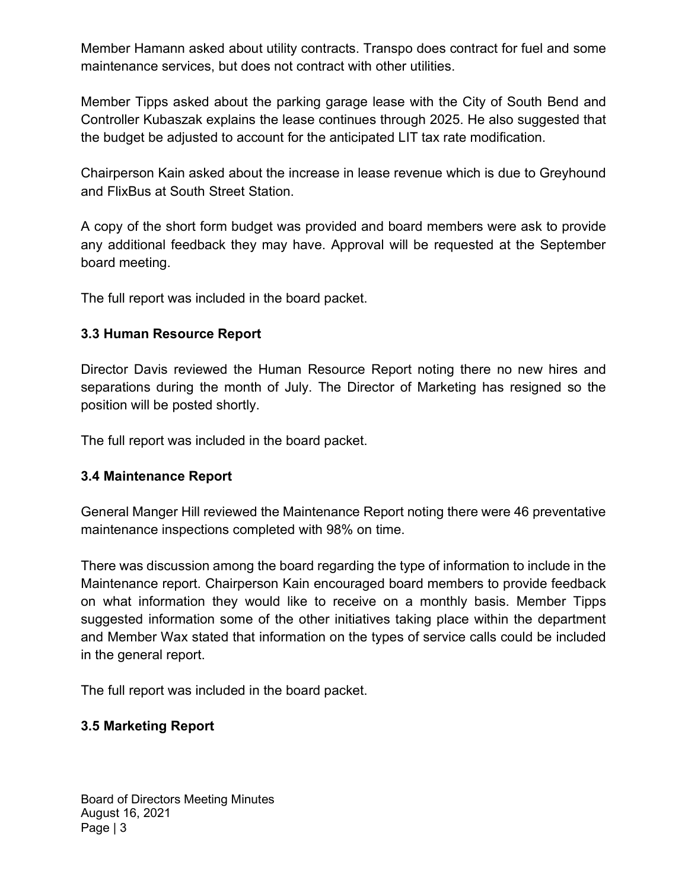Member Hamann asked about utility contracts. Transpo does contract for fuel and some maintenance services, but does not contract with other utilities.

Member Tipps asked about the parking garage lease with the City of South Bend and Controller Kubaszak explains the lease continues through 2025. He also suggested that the budget be adjusted to account for the anticipated LIT tax rate modification.

Chairperson Kain asked about the increase in lease revenue which is due to Greyhound and FlixBus at South Street Station.

A copy of the short form budget was provided and board members were ask to provide any additional feedback they may have. Approval will be requested at the September board meeting.

The full report was included in the board packet.

### 3.3 Human Resource Report

Director Davis reviewed the Human Resource Report noting there no new hires and separations during the month of July. The Director of Marketing has resigned so the position will be posted shortly.

The full report was included in the board packet.

### 3.4 Maintenance Report

General Manger Hill reviewed the Maintenance Report noting there were 46 preventative maintenance inspections completed with 98% on time.

There was discussion among the board regarding the type of information to include in the Maintenance report. Chairperson Kain encouraged board members to provide feedback on what information they would like to receive on a monthly basis. Member Tipps suggested information some of the other initiatives taking place within the department and Member Wax stated that information on the types of service calls could be included in the general report.

The full report was included in the board packet.

### 3.5 Marketing Report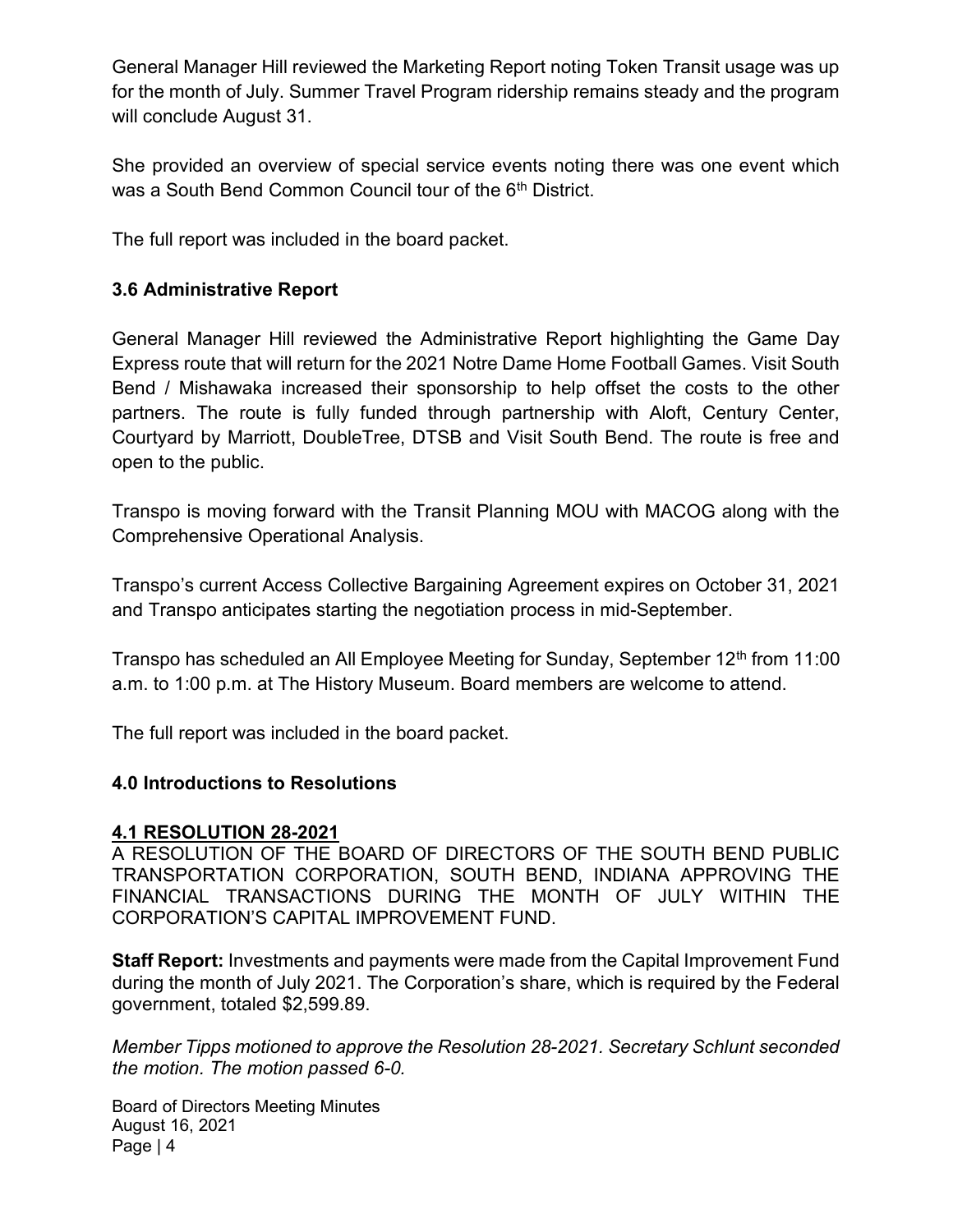General Manager Hill reviewed the Marketing Report noting Token Transit usage was up for the month of July. Summer Travel Program ridership remains steady and the program will conclude August 31.

She provided an overview of special service events noting there was one event which was a South Bend Common Council tour of the 6th District.

The full report was included in the board packet.

### 3.6 Administrative Report

General Manager Hill reviewed the Administrative Report highlighting the Game Day Express route that will return for the 2021 Notre Dame Home Football Games. Visit South Bend / Mishawaka increased their sponsorship to help offset the costs to the other partners. The route is fully funded through partnership with Aloft, Century Center, Courtyard by Marriott, DoubleTree, DTSB and Visit South Bend. The route is free and open to the public.

Transpo is moving forward with the Transit Planning MOU with MACOG along with the Comprehensive Operational Analysis.

Transpo's current Access Collective Bargaining Agreement expires on October 31, 2021 and Transpo anticipates starting the negotiation process in mid-September.

Transpo has scheduled an All Employee Meeting for Sunday, September 12th from 11:00 a.m. to 1:00 p.m. at The History Museum. Board members are welcome to attend.

The full report was included in the board packet.

### 4.0 Introductions to Resolutions

#### 4.1 RESOLUTION 28-2021

A RESOLUTION OF THE BOARD OF DIRECTORS OF THE SOUTH BEND PUBLIC TRANSPORTATION CORPORATION, SOUTH BEND, INDIANA APPROVING THE FINANCIAL TRANSACTIONS DURING THE MONTH OF JULY WITHIN THE CORPORATION'S CAPITAL IMPROVEMENT FUND.

**Staff Report:** Investments and payments were made from the Capital Improvement Fund during the month of July 2021. The Corporation's share, which is required by the Federal government, totaled $2,599.89.

*Member Tipps motioned to approve the Resolution 28-2021. Secretary Schlunt seconded the motion. The motion passed 6-0.*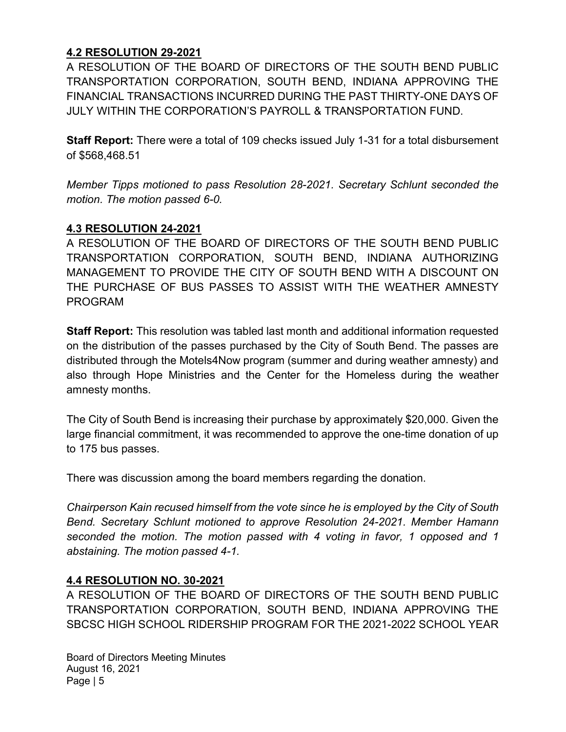## 4.2 RESOLUTION 29-2021

A RESOLUTION OF THE BOARD OF DIRECTORS OF THE SOUTH BEND PUBLIC TRANSPORTATION CORPORATION, SOUTH BEND, INDIANA APPROVING THE FINANCIAL TRANSACTIONS INCURRED DURING THE PAST THIRTY-ONE DAYS OF JULY WITHIN THE CORPORATION'S PAYROLL & TRANSPORTATION FUND.

**Staff Report:** There were a total of 109 checks issued July 1-31 for a total disbursement of $568,468.51

*Member Tipps motioned to pass Resolution 28-2021. Secretary Schlunt seconded the motion. The motion passed 6-0.*

## 4.3 RESOLUTION 24-2021

A RESOLUTION OF THE BOARD OF DIRECTORS OF THE SOUTH BEND PUBLIC TRANSPORTATION CORPORATION, SOUTH BEND, INDIANA AUTHORIZING MANAGEMENT TO PROVIDE THE CITY OF SOUTH BEND WITH A DISCOUNT ON THE PURCHASE OF BUS PASSES TO ASSIST WITH THE WEATHER AMNESTY PROGRAM

**Staff Report:** This resolution was tabled last month and additional information requested on the distribution of the passes purchased by the City of South Bend. The passes are distributed through the Motels4Now program (summer and during weather amnesty) and also through Hope Ministries and the Center for the Homeless during the weather amnesty months.

The City of South Bend is increasing their purchase by approximately $20,000. Given the large financial commitment, it was recommended to approve the one-time donation of up to 175 bus passes.

There was discussion among the board members regarding the donation.

*Chairperson Kain recused himself from the vote since he is employed by the City of South Bend. Secretary Schlunt motioned to approve Resolution 24-2021. Member Hamann seconded the motion. The motion passed with 4 voting in favor, 1 opposed and 1 abstaining. The motion passed 4-1.*

## 4.4 RESOLUTION NO. 30-2021

A RESOLUTION OF THE BOARD OF DIRECTORS OF THE SOUTH BEND PUBLIC TRANSPORTATION CORPORATION, SOUTH BEND, INDIANA APPROVING THE SBCSC HIGH SCHOOL RIDERSHIP PROGRAM FOR THE 2021-2022 SCHOOL YEAR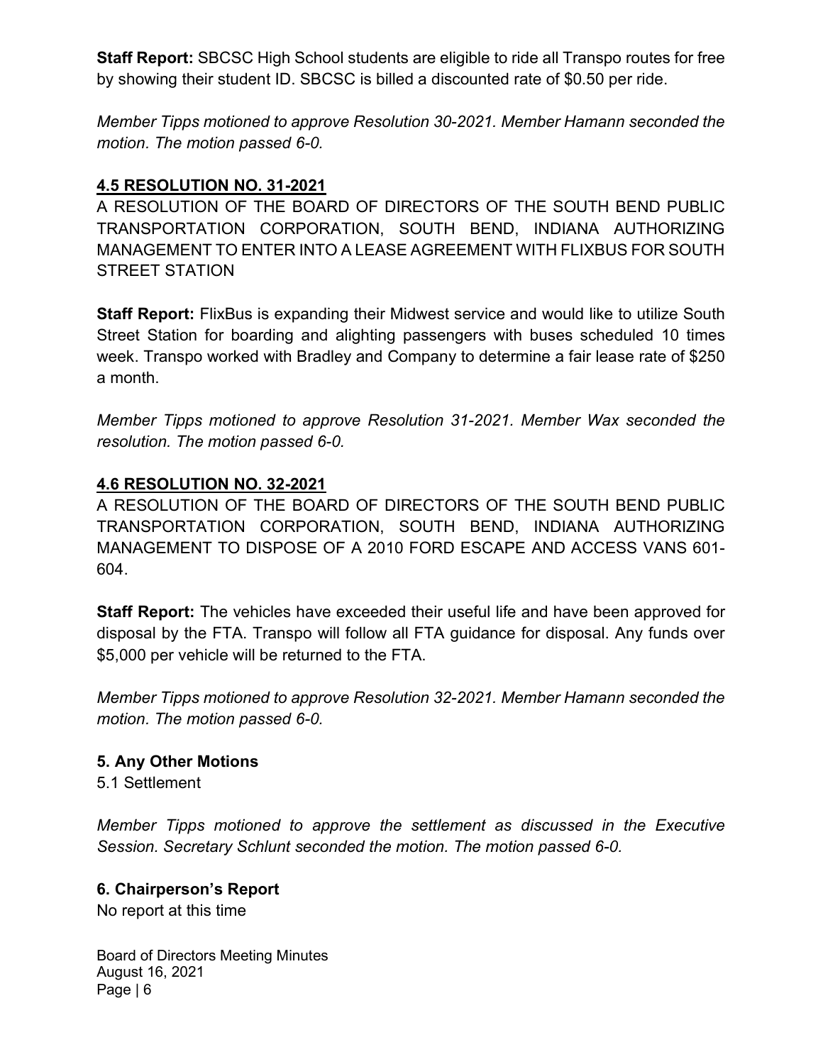**Staff Report:** SBCSC High School students are eligible to ride all Transpo routes for free by showing their student ID. SBCSC is billed a discounted rate of $0.50 per ride.

*Member Tipps motioned to approve Resolution 30-2021. Member Hamann seconded the motion. The motion passed 6-0.*

### 4.5 RESOLUTION NO. 31-2021

A RESOLUTION OF THE BOARD OF DIRECTORS OF THE SOUTH BEND PUBLIC TRANSPORTATION CORPORATION, SOUTH BEND, INDIANA AUTHORIZING MANAGEMENT TO ENTER INTO A LEASE AGREEMENT WITH FLIXBUS FOR SOUTH STREET STATION

**Staff Report:** FlixBus is expanding their Midwest service and would like to utilize South Street Station for boarding and alighting passengers with buses scheduled 10 times week. Transpo worked with Bradley and Company to determine a fair lease rate of $250 a month.

*Member Tipps motioned to approve Resolution 31-2021. Member Wax seconded the resolution. The motion passed 6-0.*

### 4.6 RESOLUTION NO. 32-2021

A RESOLUTION OF THE BOARD OF DIRECTORS OF THE SOUTH BEND PUBLIC TRANSPORTATION CORPORATION, SOUTH BEND, INDIANA AUTHORIZING MANAGEMENT TO DISPOSE OF A 2010 FORD ESCAPE AND ACCESS VANS 601-604.

**Staff Report:** The vehicles have exceeded their useful life and have been approved for disposal by the FTA. Transpo will follow all FTA guidance for disposal. Any funds over $5,000 per vehicle will be returned to the FTA.

*Member Tipps motioned to approve Resolution 32-2021. Member Hamann seconded the motion. The motion passed 6-0.*

## 5. Any Other Motions

5.1 Settlement

*Member Tipps motioned to approve the settlement as discussed in the Executive Session. Secretary Schlunt seconded the motion. The motion passed 6-0.*

## 6. Chairperson's Report

No report at this time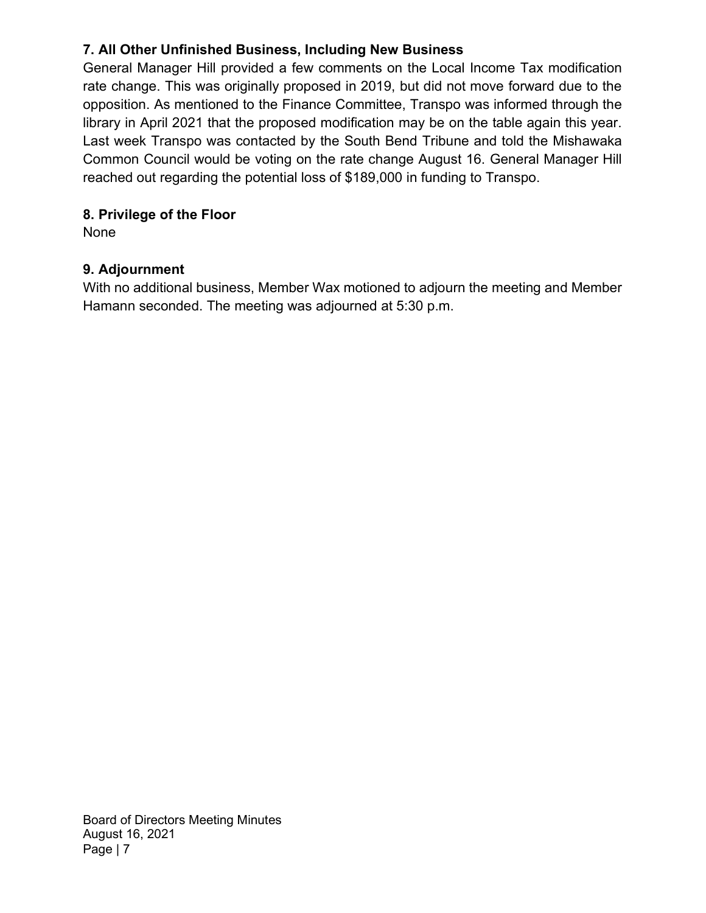## 7. All Other Unfinished Business, Including New Business

General Manager Hill provided a few comments on the Local Income Tax modification rate change. This was originally proposed in 2019, but did not move forward due to the opposition. As mentioned to the Finance Committee, Transpo was informed through the library in April 2021 that the proposed modification may be on the table again this year. Last week Transpo was contacted by the South Bend Tribune and told the Mishawaka Common Council would be voting on the rate change August 16. General Manager Hill reached out regarding the potential loss of $189,000 in funding to Transpo.

## 8. Privilege of the Floor

None

## 9. Adjournment

With no additional business, Member Wax motioned to adjourn the meeting and Member Hamann seconded. The meeting was adjourned at 5:30 p.m.